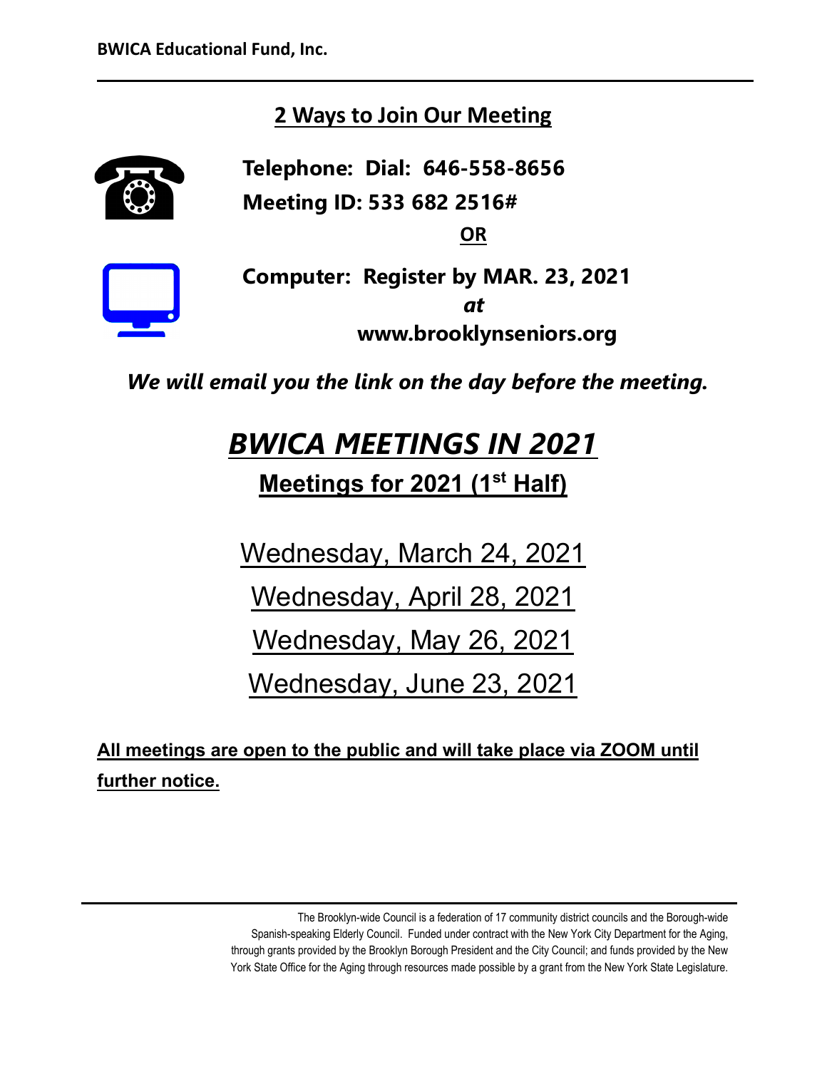**BWICA Educational Fund, Inc.**

## 2 Ways to Join Our Meeting

**Telephone: Dial: 646-558-8656**
**Meeting ID: 533 682 2516#**

**OR**

**Computer: Register by MAR. 23, 2021**
***at***
**www.brooklynseniors.org**

***We will email you the link on the day before the meeting.***

# *BWICA MEETINGS IN 2021*

## Meetings for 2021 (1st Half)

Wednesday, March 24, 2021

Wednesday, April 28, 2021

Wednesday, May 26, 2021

Wednesday, June 23, 2021

**All meetings are open to the public and will take place via ZOOM until further notice.**

The Brooklyn-wide Council is a federation of 17 community district councils and the Borough-wide Spanish-speaking Elderly Council. Funded under contract with the New York City Department for the Aging, through grants provided by the Brooklyn Borough President and the City Council; and funds provided by the New York State Office for the Aging through resources made possible by a grant from the New York State Legislature.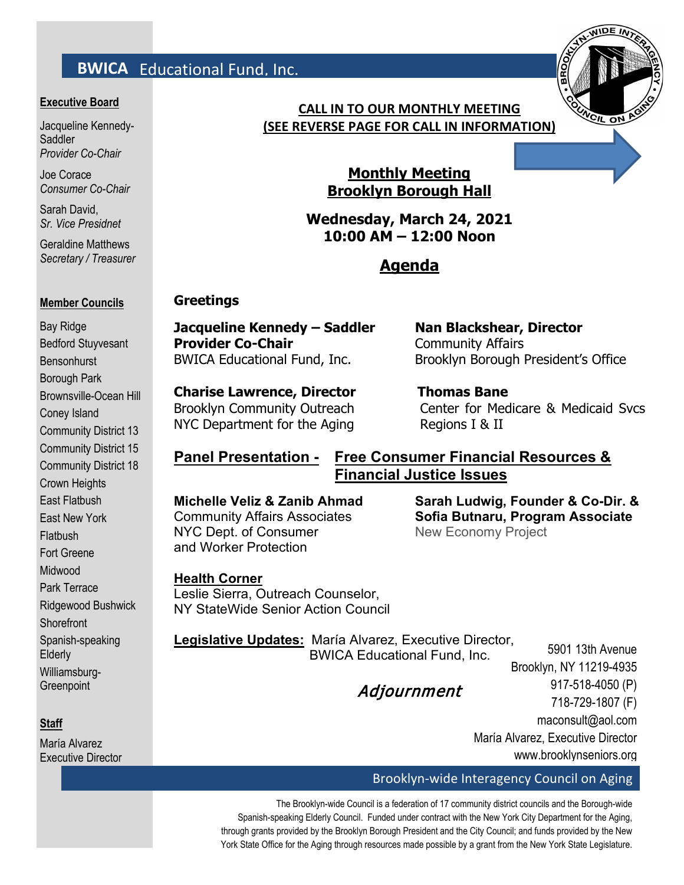# BWICA Educational Fund, Inc.

**Executive Board**

Jacqueline Kennedy-Saddler
*Provider Co-Chair*

Joe Corace
*Consumer Co-Chair*

Sarah David,
*Sr. Vice Presidnet*

Geraldine Matthews
*Secretary / Treasurer*

**Member Councils**

Bay Ridge
Bedford Stuyvesant
Bensonhurst
Borough Park
Brownsville-Ocean Hill
Coney Island
Community District 13
Community District 15
Community District 18
Crown Heights
East Flatbush
East New York
Flatbush
Fort Greene
Midwood
Park Terrace
Ridgewood Bushwick
Shorefront
Spanish-speaking Elderly
Williamsburg-Greenpoint

**Staff**

María Alvarez
Executive Director

**CALL IN TO OUR MONTHLY MEETING**
**(SEE REVERSE PAGE FOR CALL IN INFORMATION)**

## Monthly Meeting
## Brooklyn Borough Hall

**Wednesday, March 24, 2021**
**10:00 AM – 12:00 Noon**

## Agenda

**Greetings**

**Jacqueline Kennedy – Saddler**
**Provider Co-Chair**
BWICA Educational Fund, Inc.

**Nan Blackshear, Director**
Community Affairs
Brooklyn Borough President's Office

**Charise Lawrence, Director**
Brooklyn Community Outreach
NYC Department for the Aging

**Thomas Bane**
Center for Medicare & Medicaid Svcs
Regions I & II

**Panel Presentation - Free Consumer Financial Resources & Financial Justice Issues**

**Michelle Veliz & Zanib Ahmad**
Community Affairs Associates
NYC Dept. of Consumer and Worker Protection

**Sarah Ludwig, Founder & Co-Dir. &**
**Sofia Butnaru, Program Associate**
New Economy Project

**Health Corner**
Leslie Sierra, Outreach Counselor,
NY StateWide Senior Action Council

**Legislative Updates:** María Alvarez, Executive Director,
BWICA Educational Fund, Inc.

*Adjournment*

5901 13th Avenue
Brooklyn, NY 11219-4935
917-518-4050 (P)
718-729-1807 (F)
maconsult@aol.com
María Alvarez, Executive Director
www.brooklynseniors.org

Brooklyn-wide Interagency Council on Aging

The Brooklyn-wide Council is a federation of 17 community district councils and the Borough-wide Spanish-speaking Elderly Council. Funded under contract with the New York City Department for the Aging, through grants provided by the Brooklyn Borough President and the City Council; and funds provided by the New York State Office for the Aging through resources made possible by a grant from the New York State Legislature.